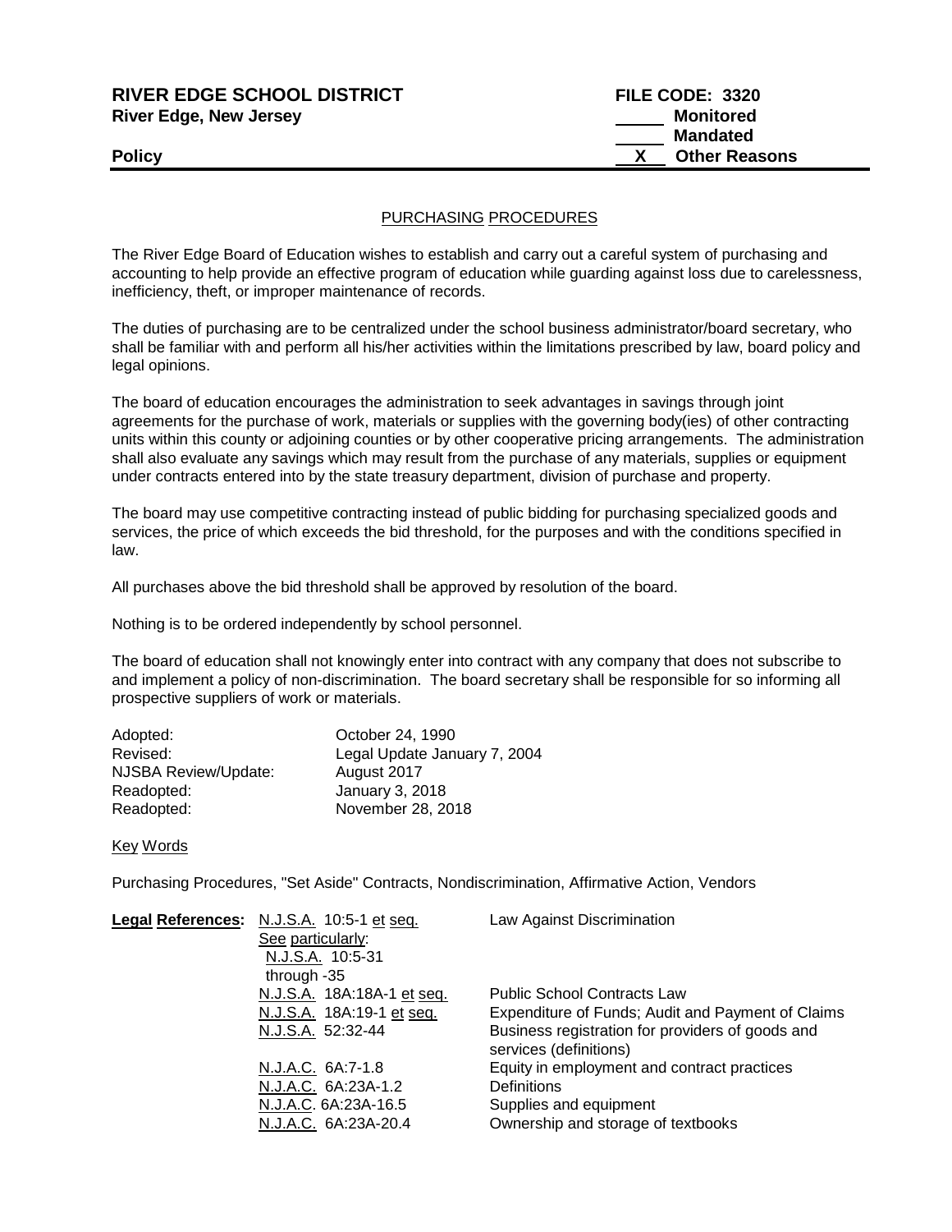**RIVER EDGE SCHOOL DISTRICT** **FILE CODE: 3320**
**River Edge, New Jersey** ______ **Monitored**
______ **Mandated**
**Policy** __X__ **Other Reasons**

## PURCHASING PROCEDURES

The River Edge Board of Education wishes to establish and carry out a careful system of purchasing and accounting to help provide an effective program of education while guarding against loss due to carelessness, inefficiency, theft, or improper maintenance of records.

The duties of purchasing are to be centralized under the school business administrator/board secretary, who shall be familiar with and perform all his/her activities within the limitations prescribed by law, board policy and legal opinions.

The board of education encourages the administration to seek advantages in savings through joint agreements for the purchase of work, materials or supplies with the governing body(ies) of other contracting units within this county or adjoining counties or by other cooperative pricing arrangements. The administration shall also evaluate any savings which may result from the purchase of any materials, supplies or equipment under contracts entered into by the state treasury department, division of purchase and property.

The board may use competitive contracting instead of public bidding for purchasing specialized goods and services, the price of which exceeds the bid threshold, for the purposes and with the conditions specified in law.

All purchases above the bid threshold shall be approved by resolution of the board.

Nothing is to be ordered independently by school personnel.

The board of education shall not knowingly enter into contract with any company that does not subscribe to and implement a policy of non-discrimination. The board secretary shall be responsible for so informing all prospective suppliers of work or materials.

| | |
|---|---|
| Adopted: | October 24, 1990 |
| Revised: | Legal Update January 7, 2004 |
| NJSBA Review/Update: | August 2017 |
| Readopted: | January 3, 2018 |
| Readopted: | November 28, 2018 |

Key Words

Purchasing Procedures, "Set Aside" Contracts, Nondiscrimination, Affirmative Action, Vendors

| **Legal References:** | | |
|---|---|---|
| | N.J.S.A. 10:5-1 et seq. | Law Against Discrimination |
| | See particularly: N.J.S.A. 10:5-31 through -35 | |
| | N.J.S.A. 18A:18A-1 et seq. | Public School Contracts Law |
| | N.J.S.A. 18A:19-1 et seq. | Expenditure of Funds; Audit and Payment of Claims |
| | N.J.S.A. 52:32-44 | Business registration for providers of goods and services (definitions) |
| | N.J.A.C. 6A:7-1.8 | Equity in employment and contract practices |
| | N.J.A.C. 6A:23A-1.2 | Definitions |
| | N.J.A.C. 6A:23A-16.5 | Supplies and equipment |
| | N.J.A.C. 6A:23A-20.4 | Ownership and storage of textbooks |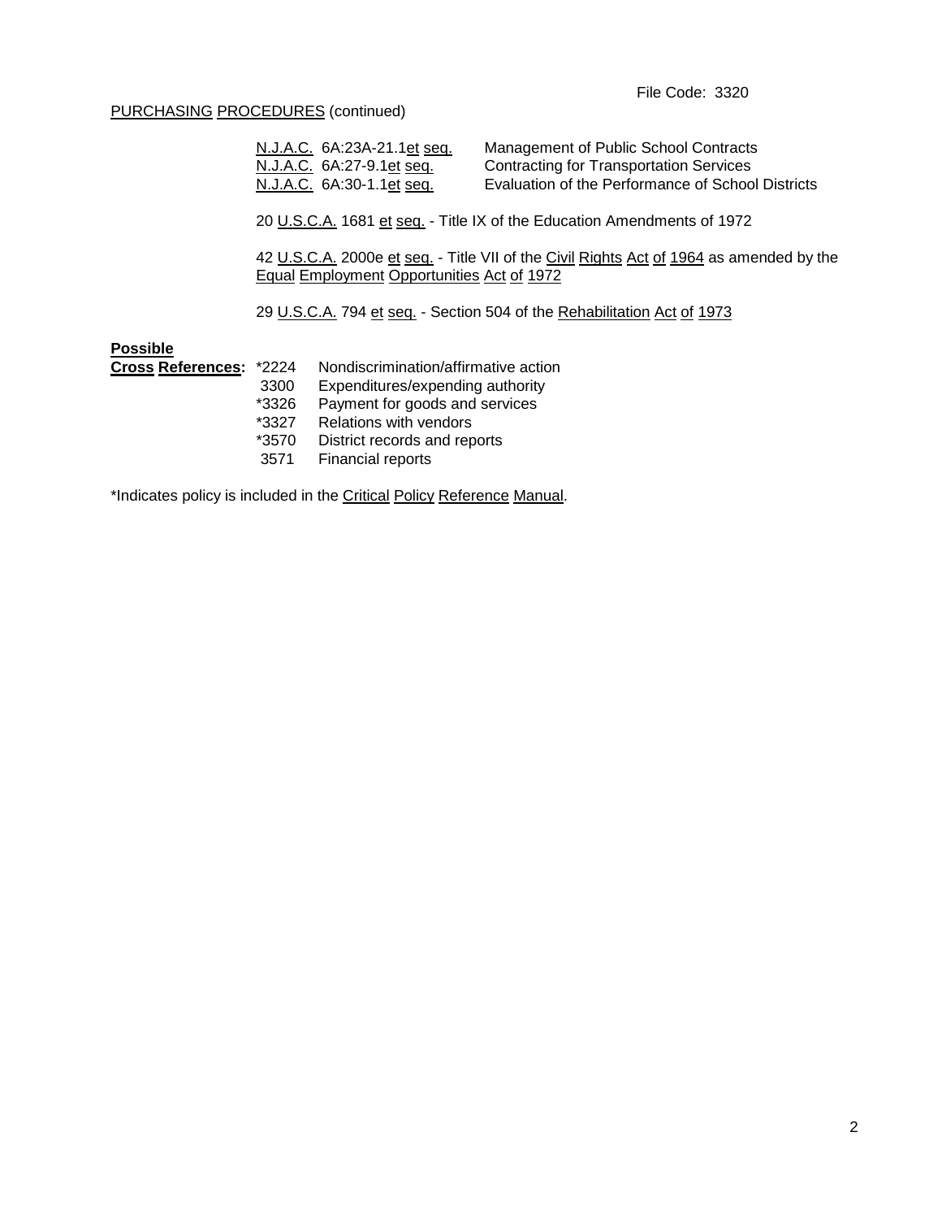PURCHASING PROCEDURES (continued)

| | |
|---|---|
| N.J.A.C. 6A:23A-21.1et seq. | Management of Public School Contracts |
| N.J.A.C. 6A:27-9.1et seq. | Contracting for Transportation Services |
| N.J.A.C. 6A:30-1.1et seq. | Evaluation of the Performance of School Districts |

20 U.S.C.A. 1681 et seq. - Title IX of the Education Amendments of 1972

42 U.S.C.A. 2000e et seq. - Title VII of the Civil Rights Act of 1964 as amended by the Equal Employment Opportunities Act of 1972

29 U.S.C.A. 794 et seq. - Section 504 of the Rehabilitation Act of 1973

**Possible Cross References:**

| | |
|---|---|
| *2224 | Nondiscrimination/affirmative action |
| 3300 | Expenditures/expending authority |
| *3326 | Payment for goods and services |
| *3327 | Relations with vendors |
| *3570 | District records and reports |
| 3571 | Financial reports |

*Indicates policy is included in the Critical Policy Reference Manual.